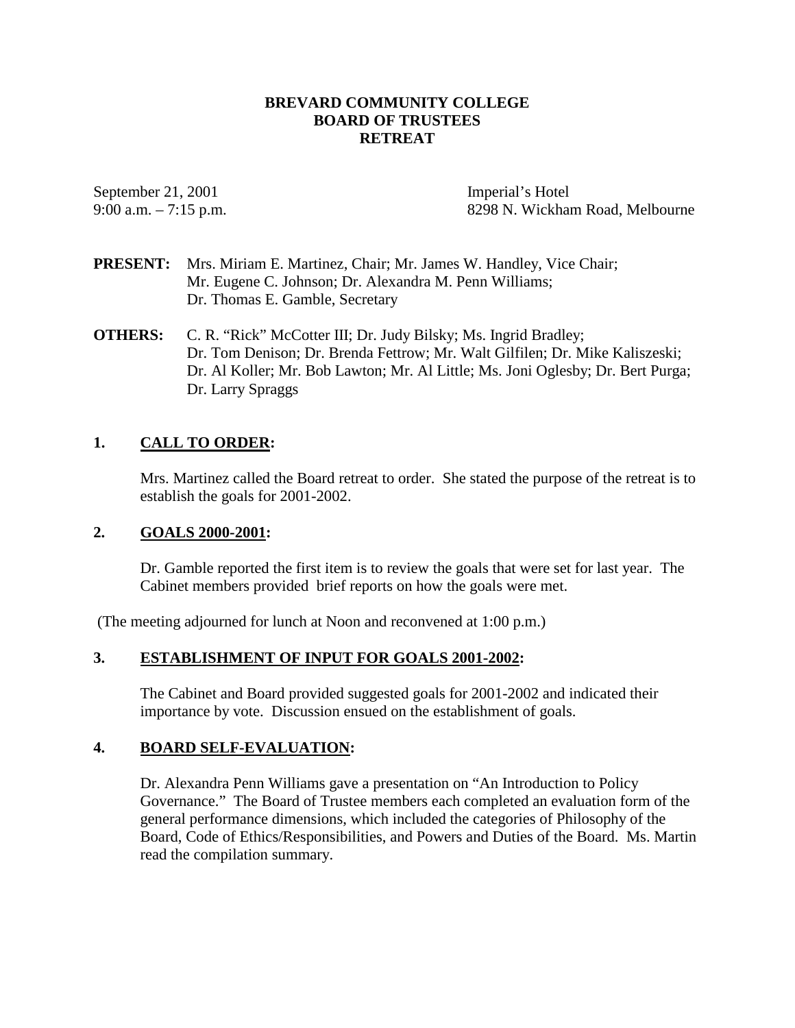# BREVARD COMMUNITY COLLEGE
# BOARD OF TRUSTEES
# RETREAT

September 21, 2001
9:00 a.m. – 7:15 p.m.

Imperial's Hotel
8298 N. Wickham Road, Melbourne

**PRESENT:** Mrs. Miriam E. Martinez, Chair; Mr. James W. Handley, Vice Chair; Mr. Eugene C. Johnson; Dr. Alexandra M. Penn Williams; Dr. Thomas E. Gamble, Secretary

**OTHERS:** C. R. "Rick" McCotter III; Dr. Judy Bilsky; Ms. Ingrid Bradley; Dr. Tom Denison; Dr. Brenda Fettrow; Mr. Walt Gilfilen; Dr. Mike Kaliszeski; Dr. Al Koller; Mr. Bob Lawton; Mr. Al Little; Ms. Joni Oglesby; Dr. Bert Purga; Dr. Larry Spraggs

## 1. CALL TO ORDER:

Mrs. Martinez called the Board retreat to order. She stated the purpose of the retreat is to establish the goals for 2001-2002.

## 2. GOALS 2000-2001:

Dr. Gamble reported the first item is to review the goals that were set for last year. The Cabinet members provided brief reports on how the goals were met.

(The meeting adjourned for lunch at Noon and reconvened at 1:00 p.m.)

## 3. ESTABLISHMENT OF INPUT FOR GOALS 2001-2002:

The Cabinet and Board provided suggested goals for 2001-2002 and indicated their importance by vote. Discussion ensued on the establishment of goals.

## 4. BOARD SELF-EVALUATION:

Dr. Alexandra Penn Williams gave a presentation on "An Introduction to Policy Governance." The Board of Trustee members each completed an evaluation form of the general performance dimensions, which included the categories of Philosophy of the Board, Code of Ethics/Responsibilities, and Powers and Duties of the Board. Ms. Martin read the compilation summary.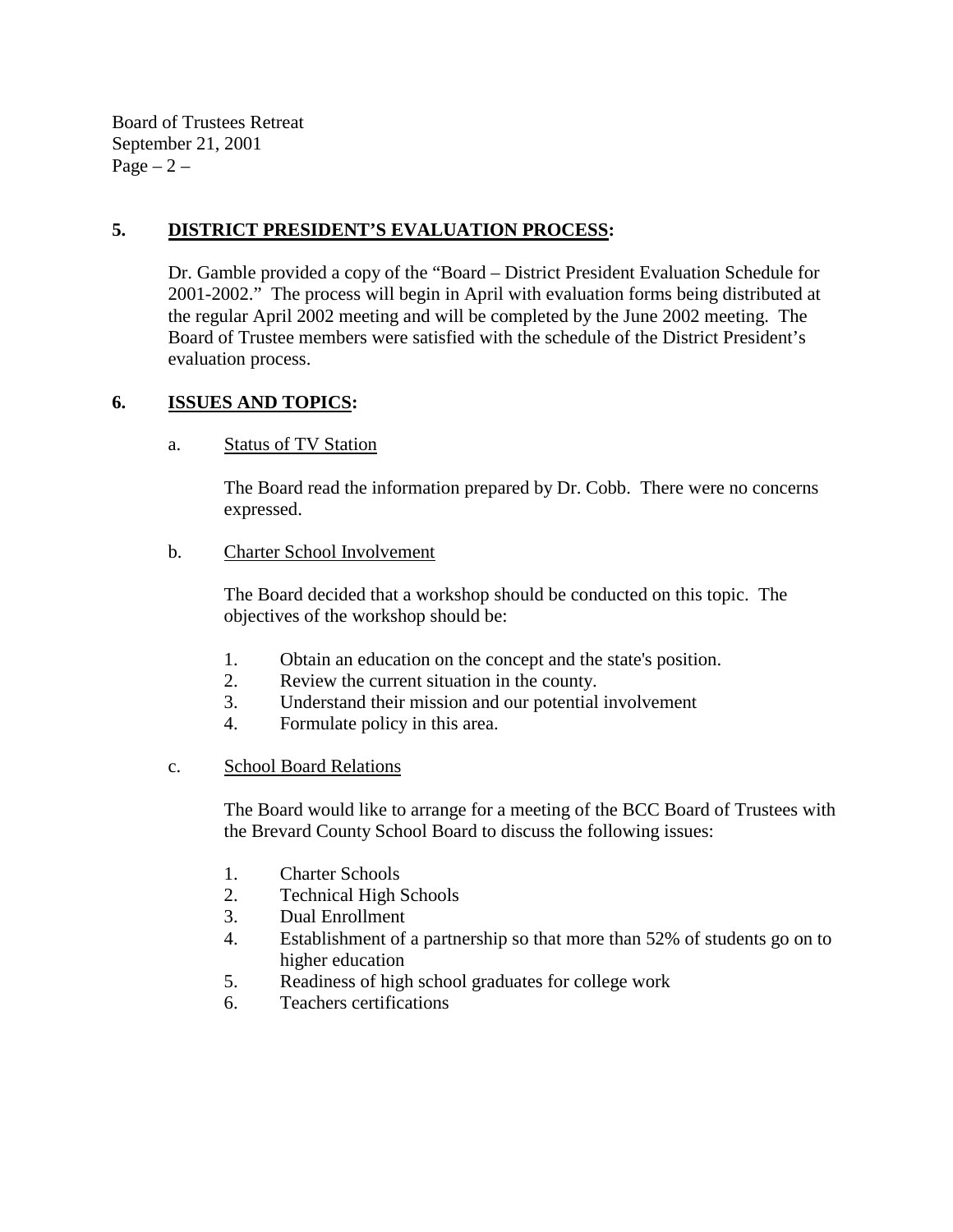## 5. DISTRICT PRESIDENT'S EVALUATION PROCESS:

Dr. Gamble provided a copy of the "Board – District President Evaluation Schedule for 2001-2002." The process will begin in April with evaluation forms being distributed at the regular April 2002 meeting and will be completed by the June 2002 meeting. The Board of Trustee members were satisfied with the schedule of the District President's evaluation process.

## 6. ISSUES AND TOPICS:

### a. Status of TV Station

The Board read the information prepared by Dr. Cobb. There were no concerns expressed.

### b. Charter School Involvement

The Board decided that a workshop should be conducted on this topic. The objectives of the workshop should be:

1. Obtain an education on the concept and the state's position.
2. Review the current situation in the county.
3. Understand their mission and our potential involvement
4. Formulate policy in this area.

### c. School Board Relations

The Board would like to arrange for a meeting of the BCC Board of Trustees with the Brevard County School Board to discuss the following issues:

1. Charter Schools
2. Technical High Schools
3. Dual Enrollment
4. Establishment of a partnership so that more than 52% of students go on to higher education
5. Readiness of high school graduates for college work
6. Teachers certifications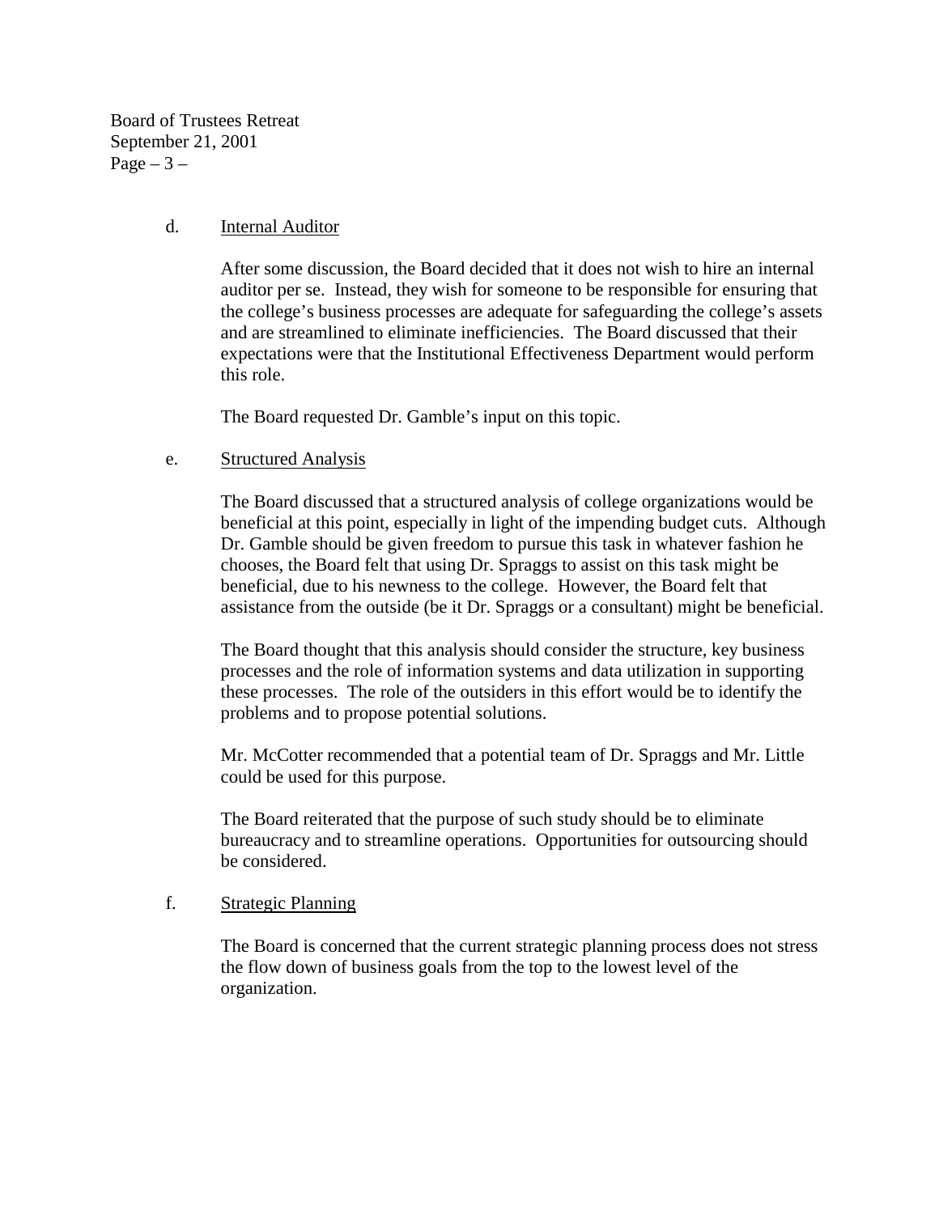d. <u>Internal Auditor</u>

After some discussion, the Board decided that it does not wish to hire an internal auditor per se. Instead, they wish for someone to be responsible for ensuring that the college's business processes are adequate for safeguarding the college's assets and are streamlined to eliminate inefficiencies. The Board discussed that their expectations were that the Institutional Effectiveness Department would perform this role.

The Board requested Dr. Gamble's input on this topic.

e. <u>Structured Analysis</u>

The Board discussed that a structured analysis of college organizations would be beneficial at this point, especially in light of the impending budget cuts. Although Dr. Gamble should be given freedom to pursue this task in whatever fashion he chooses, the Board felt that using Dr. Spraggs to assist on this task might be beneficial, due to his newness to the college. However, the Board felt that assistance from the outside (be it Dr. Spraggs or a consultant) might be beneficial.

The Board thought that this analysis should consider the structure, key business processes and the role of information systems and data utilization in supporting these processes. The role of the outsiders in this effort would be to identify the problems and to propose potential solutions.

Mr. McCotter recommended that a potential team of Dr. Spraggs and Mr. Little could be used for this purpose.

The Board reiterated that the purpose of such study should be to eliminate bureaucracy and to streamline operations. Opportunities for outsourcing should be considered.

f. <u>Strategic Planning</u>

The Board is concerned that the current strategic planning process does not stress the flow down of business goals from the top to the lowest level of the organization.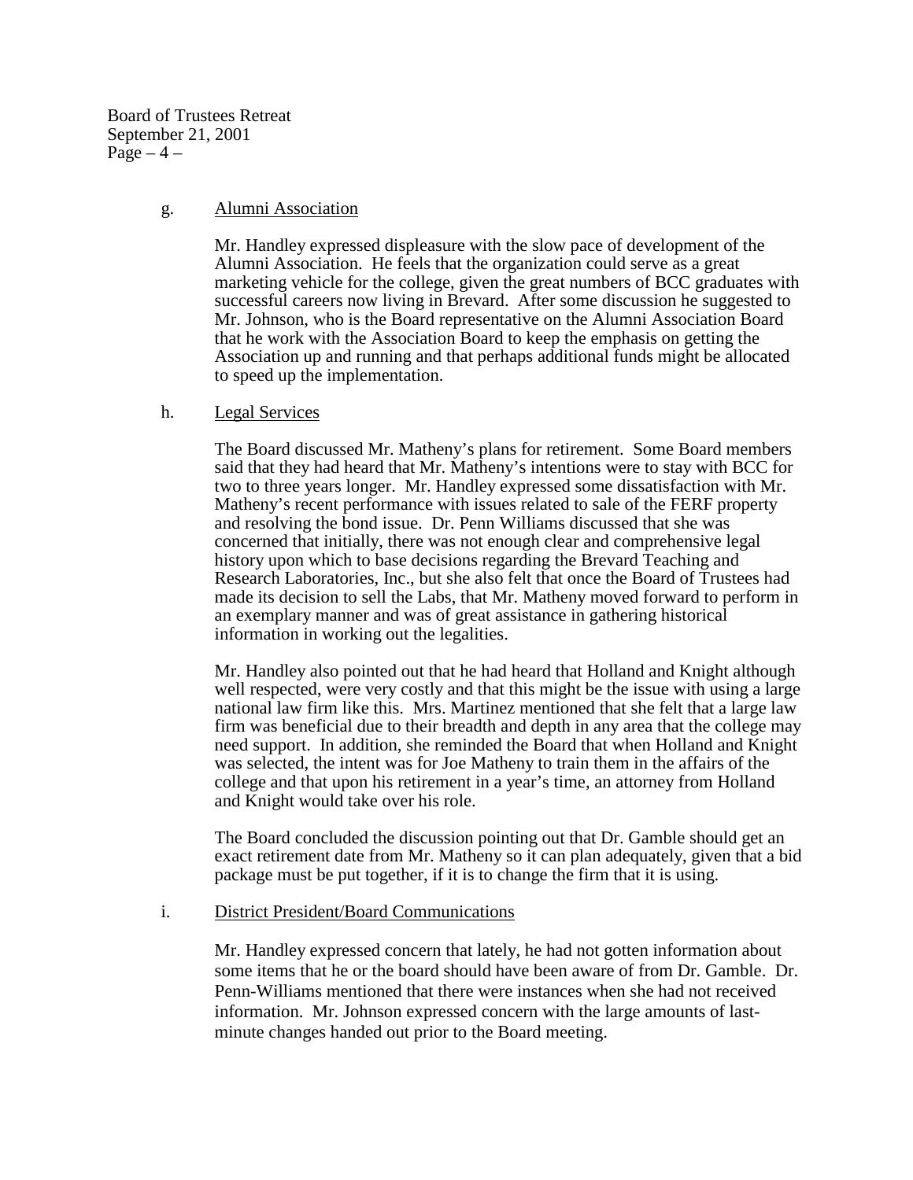g. <u>Alumni Association</u>

Mr. Handley expressed displeasure with the slow pace of development of the Alumni Association. He feels that the organization could serve as a great marketing vehicle for the college, given the great numbers of BCC graduates with successful careers now living in Brevard. After some discussion he suggested to Mr. Johnson, who is the Board representative on the Alumni Association Board that he work with the Association Board to keep the emphasis on getting the Association up and running and that perhaps additional funds might be allocated to speed up the implementation.

h. <u>Legal Services</u>

The Board discussed Mr. Matheny's plans for retirement. Some Board members said that they had heard that Mr. Matheny's intentions were to stay with BCC for two to three years longer. Mr. Handley expressed some dissatisfaction with Mr. Matheny's recent performance with issues related to sale of the FERF property and resolving the bond issue. Dr. Penn Williams discussed that she was concerned that initially, there was not enough clear and comprehensive legal history upon which to base decisions regarding the Brevard Teaching and Research Laboratories, Inc., but she also felt that once the Board of Trustees had made its decision to sell the Labs, that Mr. Matheny moved forward to perform in an exemplary manner and was of great assistance in gathering historical information in working out the legalities.

Mr. Handley also pointed out that he had heard that Holland and Knight although well respected, were very costly and that this might be the issue with using a large national law firm like this. Mrs. Martinez mentioned that she felt that a large law firm was beneficial due to their breadth and depth in any area that the college may need support. In addition, she reminded the Board that when Holland and Knight was selected, the intent was for Joe Matheny to train them in the affairs of the college and that upon his retirement in a year's time, an attorney from Holland and Knight would take over his role.

The Board concluded the discussion pointing out that Dr. Gamble should get an exact retirement date from Mr. Matheny so it can plan adequately, given that a bid package must be put together, if it is to change the firm that it is using.

i. <u>District President/Board Communications</u>

Mr. Handley expressed concern that lately, he had not gotten information about some items that he or the board should have been aware of from Dr. Gamble. Dr. Penn-Williams mentioned that there were instances when she had not received information. Mr. Johnson expressed concern with the large amounts of last-minute changes handed out prior to the Board meeting.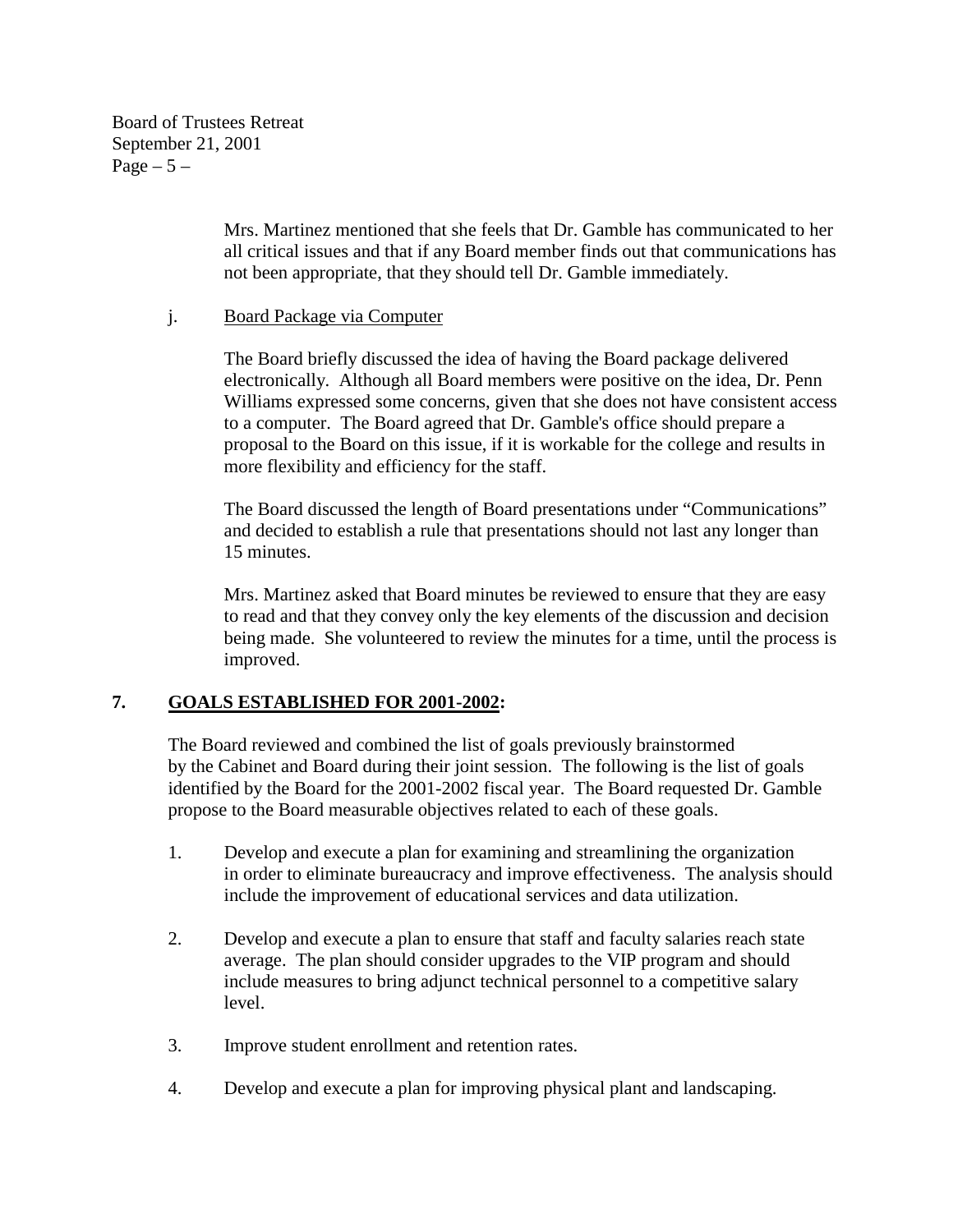Mrs. Martinez mentioned that she feels that Dr. Gamble has communicated to her all critical issues and that if any Board member finds out that communications has not been appropriate, that they should tell Dr. Gamble immediately.

j. Board Package via Computer

The Board briefly discussed the idea of having the Board package delivered electronically. Although all Board members were positive on the idea, Dr. Penn Williams expressed some concerns, given that she does not have consistent access to a computer. The Board agreed that Dr. Gamble's office should prepare a proposal to the Board on this issue, if it is workable for the college and results in more flexibility and efficiency for the staff.

The Board discussed the length of Board presentations under "Communications" and decided to establish a rule that presentations should not last any longer than 15 minutes.

Mrs. Martinez asked that Board minutes be reviewed to ensure that they are easy to read and that they convey only the key elements of the discussion and decision being made. She volunteered to review the minutes for a time, until the process is improved.

## 7. GOALS ESTABLISHED FOR 2001-2002:

The Board reviewed and combined the list of goals previously brainstormed by the Cabinet and Board during their joint session. The following is the list of goals identified by the Board for the 2001-2002 fiscal year. The Board requested Dr. Gamble propose to the Board measurable objectives related to each of these goals.

1. Develop and execute a plan for examining and streamlining the organization in order to eliminate bureaucracy and improve effectiveness. The analysis should include the improvement of educational services and data utilization.

2. Develop and execute a plan to ensure that staff and faculty salaries reach state average. The plan should consider upgrades to the VIP program and should include measures to bring adjunct technical personnel to a competitive salary level.

3. Improve student enrollment and retention rates.

4. Develop and execute a plan for improving physical plant and landscaping.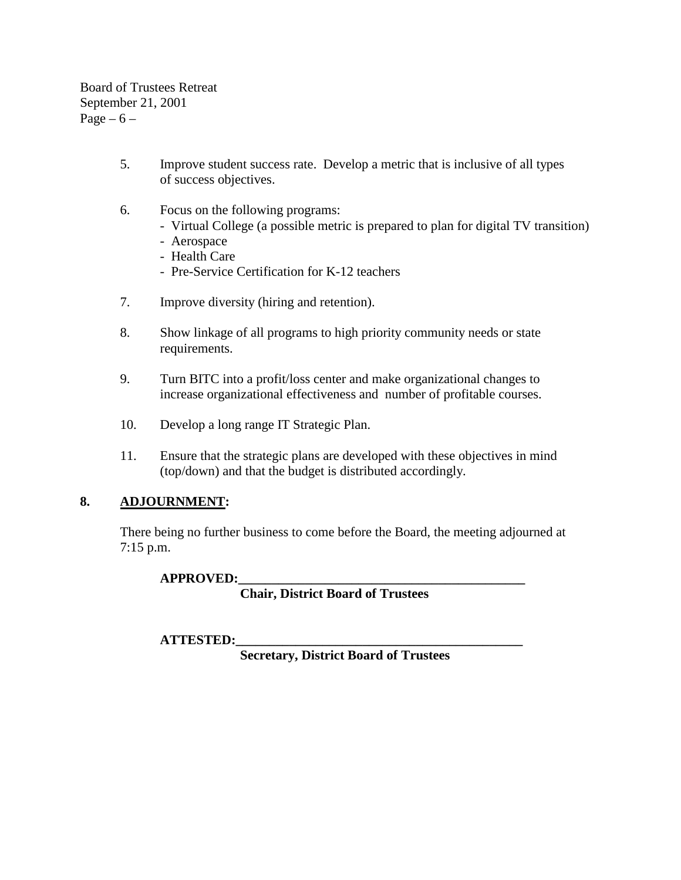5. Improve student success rate. Develop a metric that is inclusive of all types of success objectives.

6. Focus on the following programs:
   - Virtual College (a possible metric is prepared to plan for digital TV transition)
   - Aerospace
   - Health Care
   - Pre-Service Certification for K-12 teachers

7. Improve diversity (hiring and retention).

8. Show linkage of all programs to high priority community needs or state requirements.

9. Turn BITC into a profit/loss center and make organizational changes to increase organizational effectiveness and number of profitable courses.

10. Develop a long range IT Strategic Plan.

11. Ensure that the strategic plans are developed with these objectives in mind (top/down) and that the budget is distributed accordingly.

## 8. ADJOURNMENT:

There being no further business to come before the Board, the meeting adjourned at 7:15 p.m.

**APPROVED:\_\_\_\_\_\_\_\_\_\_\_\_\_\_\_\_\_\_\_\_\_\_\_\_\_\_\_\_\_\_\_\_\_\_\_\_\_\_\_\_\_\_\_\_**
**Chair, District Board of Trustees**

**ATTESTED:\_\_\_\_\_\_\_\_\_\_\_\_\_\_\_\_\_\_\_\_\_\_\_\_\_\_\_\_\_\_\_\_\_\_\_\_\_\_\_\_\_\_\_\_**
**Secretary, District Board of Trustees**